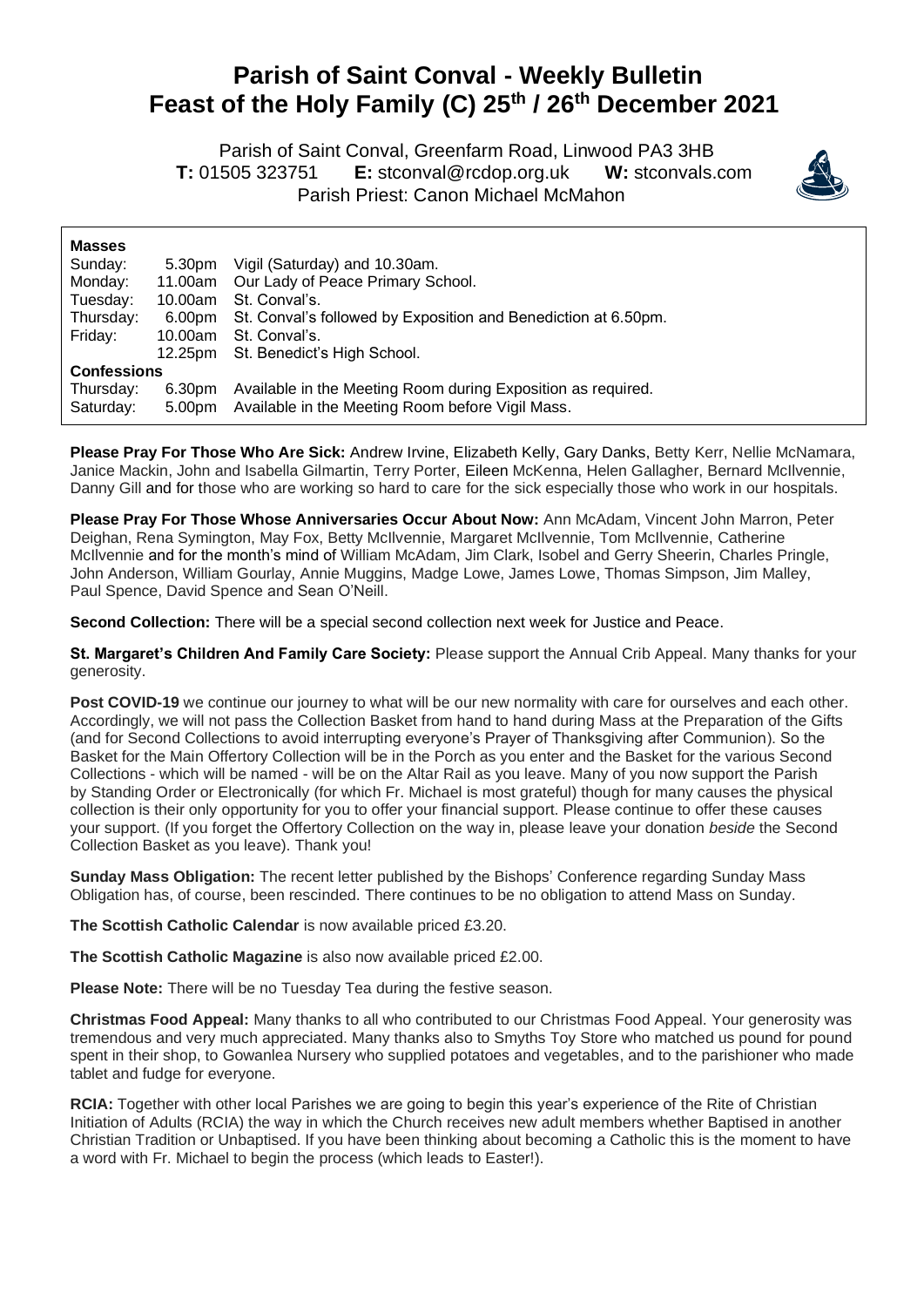# Parish of Saint Conval - Weekly Bulletin
# Feast of the Holy Family (C) 25th / 26th December 2021

Parish of Saint Conval, Greenfarm Road, Linwood PA3 3HB
**T:** 01505 323751 **E:** stconval@rcdop.org.uk **W:** stconvals.com
Parish Priest: Canon Michael McMahon

**Masses**

| | | |
|---|---|---|
| Sunday: | 5.30pm | Vigil (Saturday) and 10.30am. |
| Monday: | 11.00am | Our Lady of Peace Primary School. |
| Tuesday: | 10.00am | St. Conval's. |
| Thursday: | 6.00pm | St. Conval's followed by Exposition and Benediction at 6.50pm. |
| Friday: | 10.00am | St. Conval's. |
| | 12.25pm | St. Benedict's High School. |
| **Confessions** | | |
| Thursday: | 6.30pm | Available in the Meeting Room during Exposition as required. |
| Saturday: | 5.00pm | Available in the Meeting Room before Vigil Mass. |

**Please Pray For Those Who Are Sick:** Andrew Irvine, Elizabeth Kelly, Gary Danks, Betty Kerr, Nellie McNamara, Janice Mackin, John and Isabella Gilmartin, Terry Porter, Eileen McKenna, Helen Gallagher, Bernard McIlvennie, Danny Gill and for those who are working so hard to care for the sick especially those who work in our hospitals.

**Please Pray For Those Whose Anniversaries Occur About Now:** Ann McAdam, Vincent John Marron, Peter Deighan, Rena Symington, May Fox, Betty McIlvennie, Margaret McIlvennie, Tom McIlvennie, Catherine McIlvennie and for the month's mind of William McAdam, Jim Clark, Isobel and Gerry Sheerin, Charles Pringle, John Anderson, William Gourlay, Annie Muggins, Madge Lowe, James Lowe, Thomas Simpson, Jim Malley, Paul Spence, David Spence and Sean O'Neill.

**Second Collection:** There will be a special second collection next week for Justice and Peace.

**St. Margaret's Children And Family Care Society:** Please support the Annual Crib Appeal. Many thanks for your generosity.

**Post COVID-19** we continue our journey to what will be our new normality with care for ourselves and each other. Accordingly, we will not pass the Collection Basket from hand to hand during Mass at the Preparation of the Gifts (and for Second Collections to avoid interrupting everyone's Prayer of Thanksgiving after Communion). So the Basket for the Main Offertory Collection will be in the Porch as you enter and the Basket for the various Second Collections - which will be named - will be on the Altar Rail as you leave. Many of you now support the Parish by Standing Order or Electronically (for which Fr. Michael is most grateful) though for many causes the physical collection is their only opportunity for you to offer your financial support. Please continue to offer these causes your support. (If you forget the Offertory Collection on the way in, please leave your donation *beside* the Second Collection Basket as you leave). Thank you!

**Sunday Mass Obligation:** The recent letter published by the Bishops' Conference regarding Sunday Mass Obligation has, of course, been rescinded. There continues to be no obligation to attend Mass on Sunday.

**The Scottish Catholic Calendar** is now available priced £3.20.

**The Scottish Catholic Magazine** is also now available priced £2.00.

**Please Note:** There will be no Tuesday Tea during the festive season.

**Christmas Food Appeal:** Many thanks to all who contributed to our Christmas Food Appeal. Your generosity was tremendous and very much appreciated. Many thanks also to Smyths Toy Store who matched us pound for pound spent in their shop, to Gowanlea Nursery who supplied potatoes and vegetables, and to the parishioner who made tablet and fudge for everyone.

**RCIA:** Together with other local Parishes we are going to begin this year's experience of the Rite of Christian Initiation of Adults (RCIA) the way in which the Church receives new adult members whether Baptised in another Christian Tradition or Unbaptised. If you have been thinking about becoming a Catholic this is the moment to have a word with Fr. Michael to begin the process (which leads to Easter!).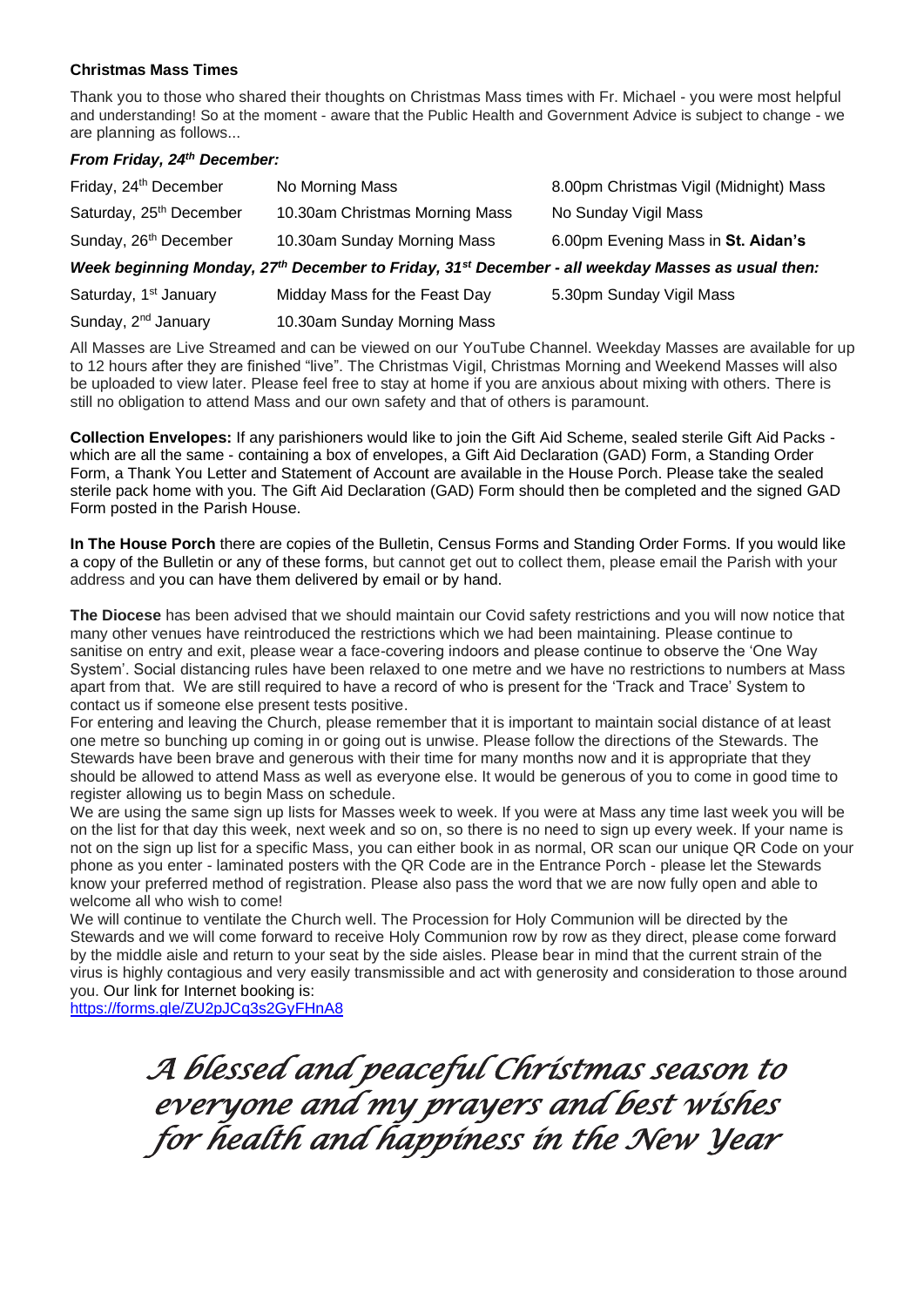**Christmas Mass Times**

Thank you to those who shared their thoughts on Christmas Mass times with Fr. Michael - you were most helpful and understanding! So at the moment - aware that the Public Health and Government Advice is subject to change - we are planning as follows...

***From Friday, 24th December:***

| | | |
|---|---|---|
| Friday, 24th December | No Morning Mass | 8.00pm Christmas Vigil (Midnight) Mass |
| Saturday, 25th December | 10.30am Christmas Morning Mass | No Sunday Vigil Mass |
| Sunday, 26th December | 10.30am Sunday Morning Mass | 6.00pm Evening Mass in **St. Aidan's** |

***Week beginning Monday, 27th December to Friday, 31st December - all weekday Masses as usual then:***

| | | |
|---|---|---|
| Saturday, 1st January | Midday Mass for the Feast Day | 5.30pm Sunday Vigil Mass |
| Sunday, 2nd January | 10.30am Sunday Morning Mass | |

All Masses are Live Streamed and can be viewed on our YouTube Channel. Weekday Masses are available for up to 12 hours after they are finished "live". The Christmas Vigil, Christmas Morning and Weekend Masses will also be uploaded to view later. Please feel free to stay at home if you are anxious about mixing with others. There is still no obligation to attend Mass and our own safety and that of others is paramount.

**Collection Envelopes:** If any parishioners would like to join the Gift Aid Scheme, sealed sterile Gift Aid Packs - which are all the same - containing a box of envelopes, a Gift Aid Declaration (GAD) Form, a Standing Order Form, a Thank You Letter and Statement of Account are available in the House Porch. Please take the sealed sterile pack home with you. The Gift Aid Declaration (GAD) Form should then be completed and the signed GAD Form posted in the Parish House.

**In The House Porch** there are copies of the Bulletin, Census Forms and Standing Order Forms. If you would like a copy of the Bulletin or any of these forms, but cannot get out to collect them, please email the Parish with your address and you can have them delivered by email or by hand.

**The Diocese** has been advised that we should maintain our Covid safety restrictions and you will now notice that many other venues have reintroduced the restrictions which we had been maintaining. Please continue to sanitise on entry and exit, please wear a face-covering indoors and please continue to observe the 'One Way System'. Social distancing rules have been relaxed to one metre and we have no restrictions to numbers at Mass apart from that. We are still required to have a record of who is present for the 'Track and Trace' System to contact us if someone else present tests positive.

For entering and leaving the Church, please remember that it is important to maintain social distance of at least one metre so bunching up coming in or going out is unwise. Please follow the directions of the Stewards. The Stewards have been brave and generous with their time for many months now and it is appropriate that they should be allowed to attend Mass as well as everyone else. It would be generous of you to come in good time to register allowing us to begin Mass on schedule.

We are using the same sign up lists for Masses week to week. If you were at Mass any time last week you will be on the list for that day this week, next week and so on, so there is no need to sign up every week. If your name is not on the sign up list for a specific Mass, you can either book in as normal, OR scan our unique QR Code on your phone as you enter - laminated posters with the QR Code are in the Entrance Porch - please let the Stewards know your preferred method of registration. Please also pass the word that we are now fully open and able to welcome all who wish to come!

We will continue to ventilate the Church well. The Procession for Holy Communion will be directed by the Stewards and we will come forward to receive Holy Communion row by row as they direct, please come forward by the middle aisle and return to your seat by the side aisles. Please bear in mind that the current strain of the virus is highly contagious and very easily transmissible and act with generosity and consideration to those around you. Our link for Internet booking is:
https://forms.gle/ZU2pJCq3s2GyFHnA8

*A blessed and peaceful Christmas season to everyone and my prayers and best wishes for health and happiness in the New Year*